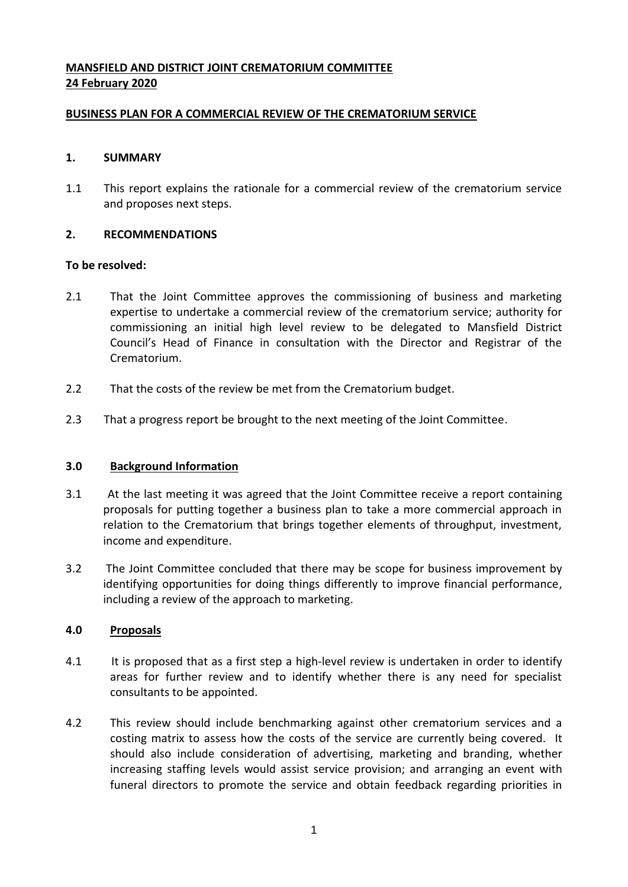**MANSFIELD AND DISTRICT JOINT CREMATORIUM COMMITTEE**
**24 February 2020**

**BUSINESS PLAN FOR A COMMERCIAL REVIEW OF THE CREMATORIUM SERVICE**

## 1. SUMMARY

1.1 This report explains the rationale for a commercial review of the crematorium service and proposes next steps.

## 2. RECOMMENDATIONS

**To be resolved:**

2.1 That the Joint Committee approves the commissioning of business and marketing expertise to undertake a commercial review of the crematorium service; authority for commissioning an initial high level review to be delegated to Mansfield District Council's Head of Finance in consultation with the Director and Registrar of the Crematorium.

2.2 That the costs of the review be met from the Crematorium budget.

2.3 That a progress report be brought to the next meeting of the Joint Committee.

## 3.0 Background Information

3.1 At the last meeting it was agreed that the Joint Committee receive a report containing proposals for putting together a business plan to take a more commercial approach in relation to the Crematorium that brings together elements of throughput, investment, income and expenditure.

3.2 The Joint Committee concluded that there may be scope for business improvement by identifying opportunities for doing things differently to improve financial performance, including a review of the approach to marketing.

## 4.0 Proposals

4.1 It is proposed that as a first step a high-level review is undertaken in order to identify areas for further review and to identify whether there is any need for specialist consultants to be appointed.

4.2 This review should include benchmarking against other crematorium services and a costing matrix to assess how the costs of the service are currently being covered. It should also include consideration of advertising, marketing and branding, whether increasing staffing levels would assist service provision; and arranging an event with funeral directors to promote the service and obtain feedback regarding priorities in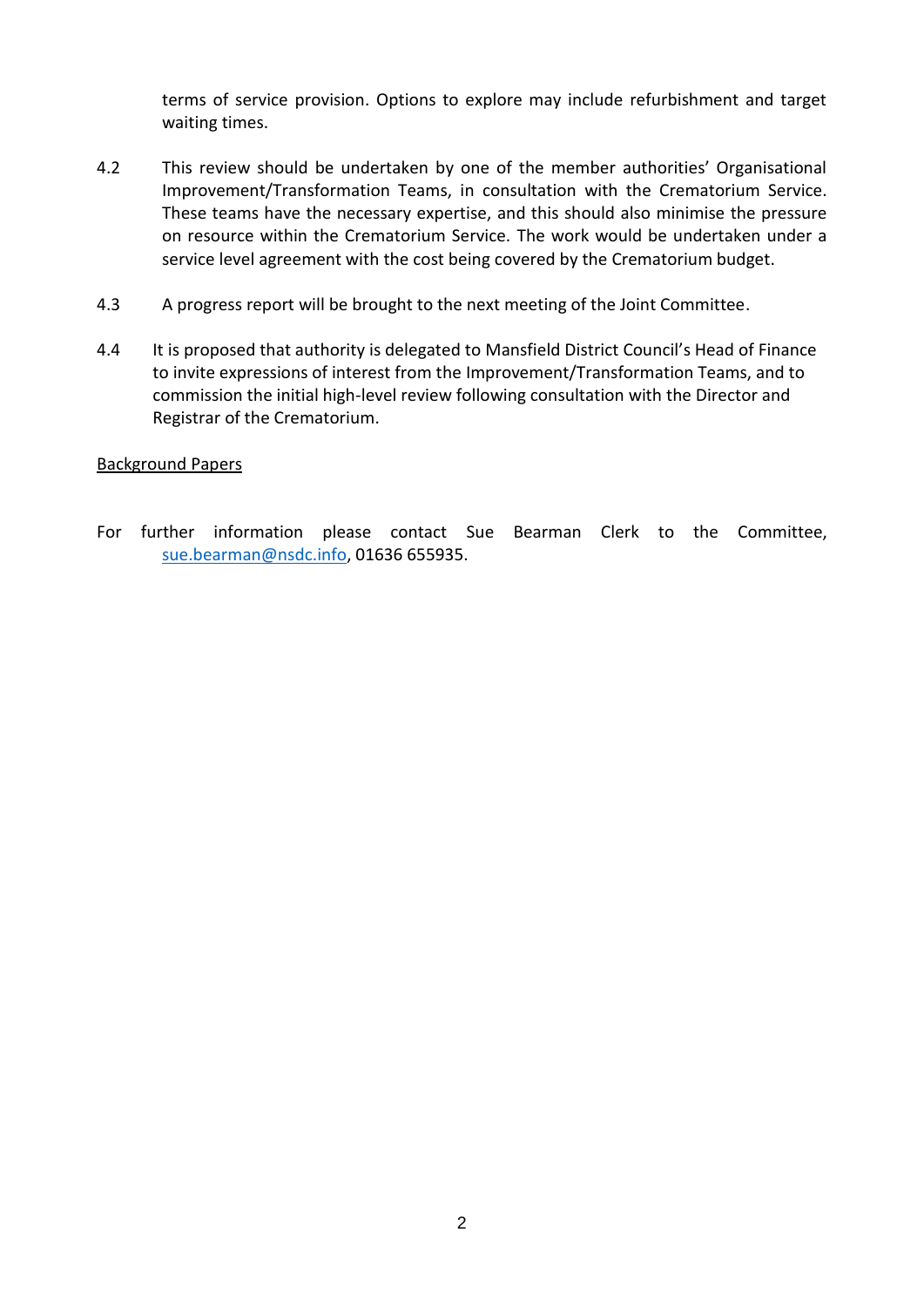terms of service provision. Options to explore may include refurbishment and target waiting times.

4.2 This review should be undertaken by one of the member authorities' Organisational Improvement/Transformation Teams, in consultation with the Crematorium Service. These teams have the necessary expertise, and this should also minimise the pressure on resource within the Crematorium Service. The work would be undertaken under a service level agreement with the cost being covered by the Crematorium budget.

4.3 A progress report will be brought to the next meeting of the Joint Committee.

4.4 It is proposed that authority is delegated to Mansfield District Council's Head of Finance to invite expressions of interest from the Improvement/Transformation Teams, and to commission the initial high-level review following consultation with the Director and Registrar of the Crematorium.

<u>Background Papers</u>

For further information please contact Sue Bearman Clerk to the Committee, sue.bearman@nsdc.info, 01636 655935.